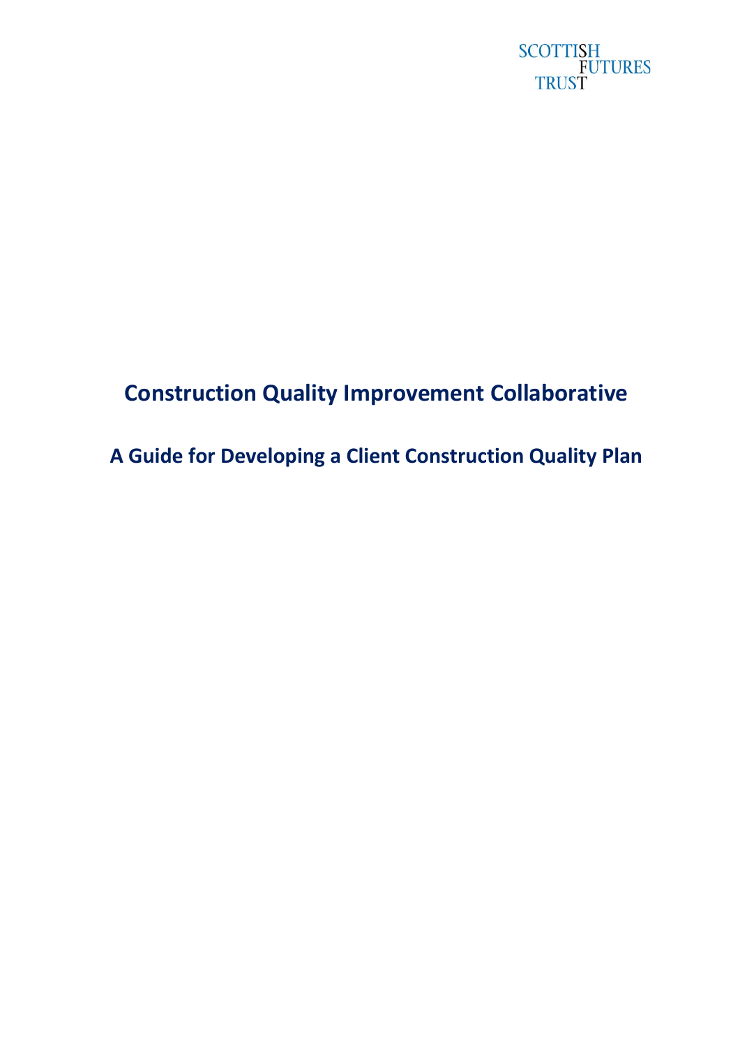SCOTTISH FUTURES TRUST

# Construction Quality Improvement Collaborative

## A Guide for Developing a Client Construction Quality Plan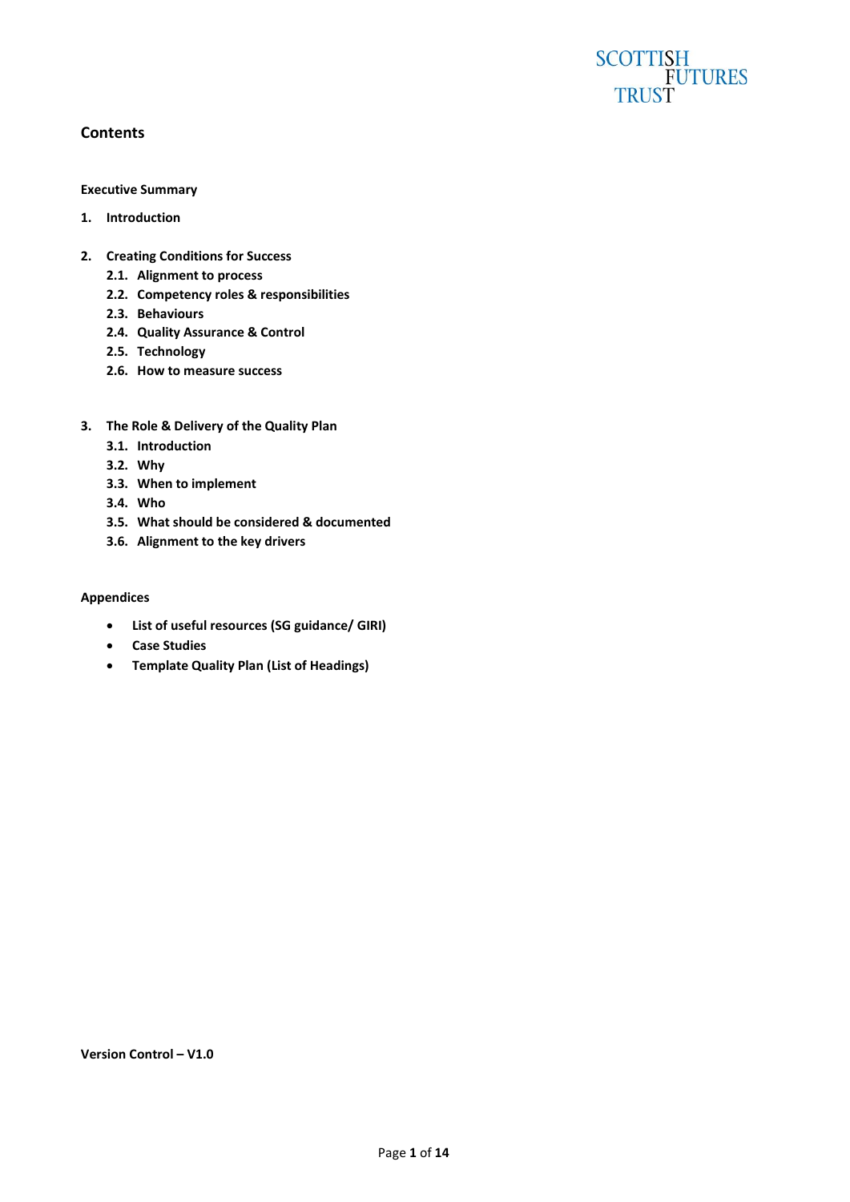## Contents

**Executive Summary**

1. **Introduction**

2. **Creating Conditions for Success**
   - 2.1. Alignment to process
   - 2.2. Competency roles & responsibilities
   - 2.3. Behaviours
   - 2.4. Quality Assurance & Control
   - 2.5. Technology
   - 2.6. How to measure success

3. **The Role & Delivery of the Quality Plan**
   - 3.1. Introduction
   - 3.2. Why
   - 3.3. When to implement
   - 3.4. Who
   - 3.5. What should be considered & documented
   - 3.6. Alignment to the key drivers

**Appendices**

- **List of useful resources (SG guidance/ GIRI)**
- **Case Studies**
- **Template Quality Plan (List of Headings)**

**Version Control – V1.0**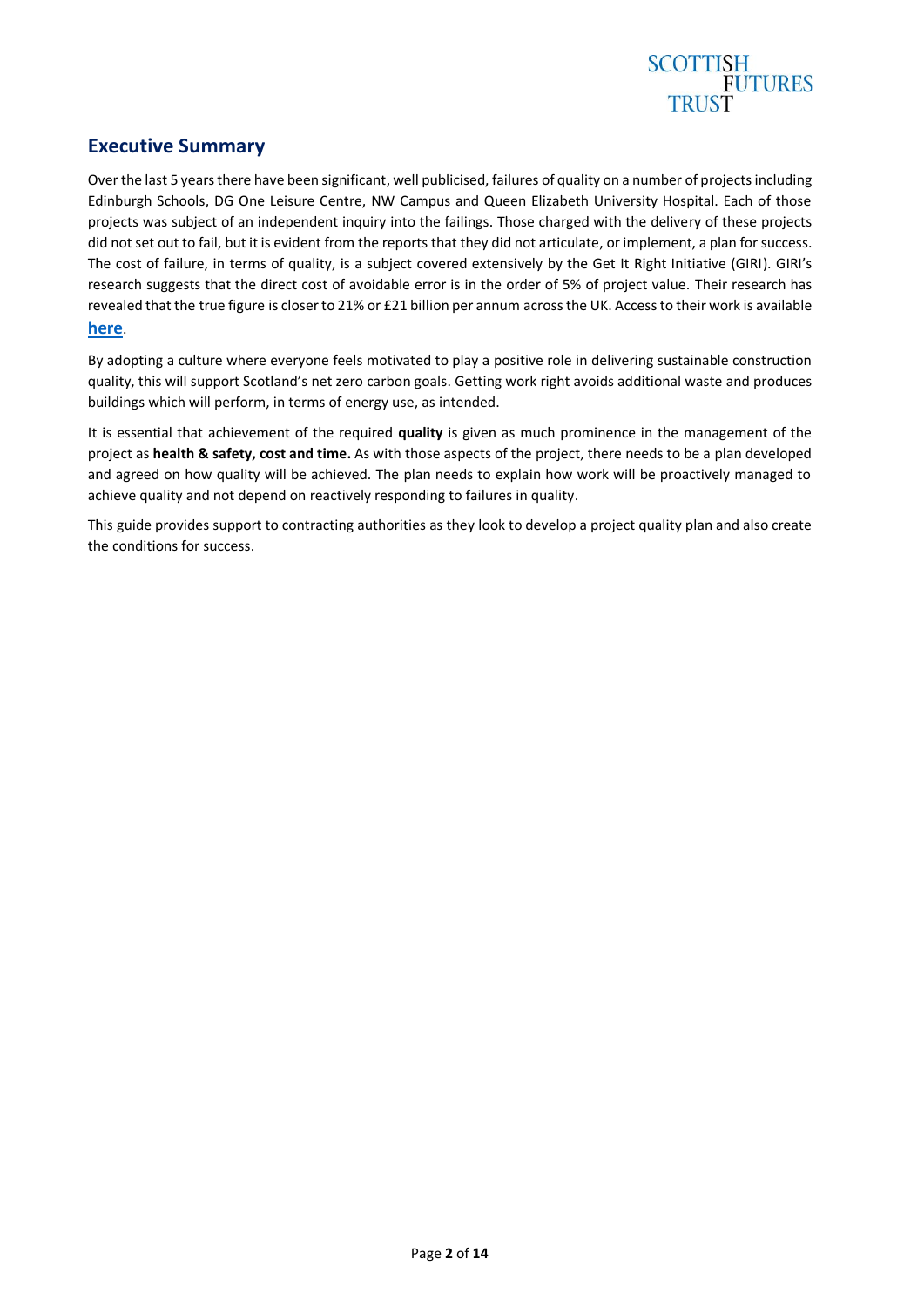## Executive Summary

Over the last 5 years there have been significant, well publicised, failures of quality on a number of projects including Edinburgh Schools, DG One Leisure Centre, NW Campus and Queen Elizabeth University Hospital. Each of those projects was subject of an independent inquiry into the failings. Those charged with the delivery of these projects did not set out to fail, but it is evident from the reports that they did not articulate, or implement, a plan for success. The cost of failure, in terms of quality, is a subject covered extensively by the Get It Right Initiative (GIRI). GIRI's research suggests that the direct cost of avoidable error is in the order of 5% of project value. Their research has revealed that the true figure is closer to 21% or £21 billion per annum across the UK. Access to their work is available **here**.

By adopting a culture where everyone feels motivated to play a positive role in delivering sustainable construction quality, this will support Scotland's net zero carbon goals. Getting work right avoids additional waste and produces buildings which will perform, in terms of energy use, as intended.

It is essential that achievement of the required **quality** is given as much prominence in the management of the project as **health & safety, cost and time.** As with those aspects of the project, there needs to be a plan developed and agreed on how quality will be achieved. The plan needs to explain how work will be proactively managed to achieve quality and not depend on reactively responding to failures in quality.

This guide provides support to contracting authorities as they look to develop a project quality plan and also create the conditions for success.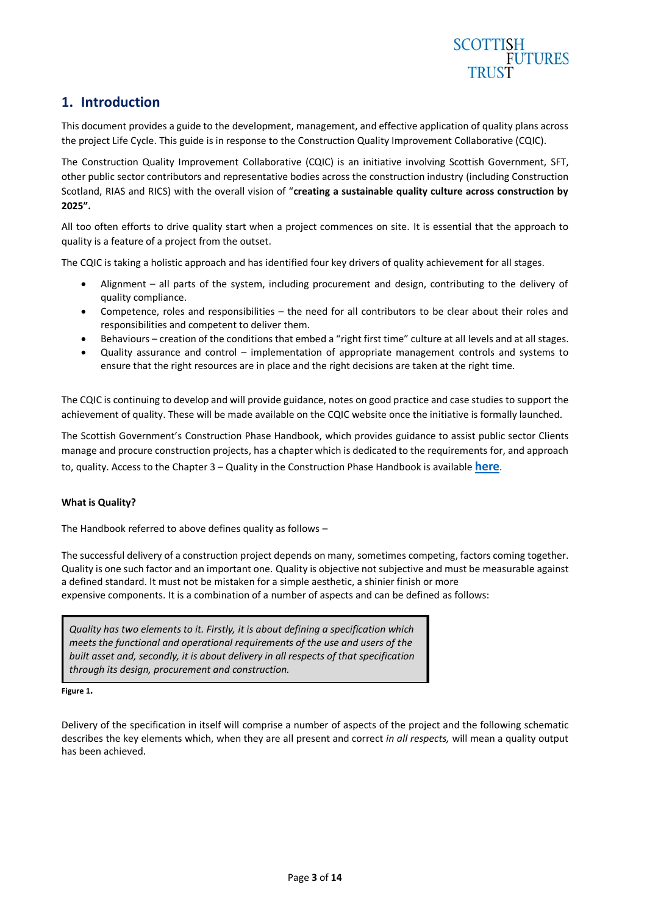## 1. Introduction

This document provides a guide to the development, management, and effective application of quality plans across the project Life Cycle. This guide is in response to the Construction Quality Improvement Collaborative (CQIC).

The Construction Quality Improvement Collaborative (CQIC) is an initiative involving Scottish Government, SFT, other public sector contributors and representative bodies across the construction industry (including Construction Scotland, RIAS and RICS) with the overall vision of "**creating a sustainable quality culture across construction by 2025".**

All too often efforts to drive quality start when a project commences on site. It is essential that the approach to quality is a feature of a project from the outset.

The CQIC is taking a holistic approach and has identified four key drivers of quality achievement for all stages.

- Alignment – all parts of the system, including procurement and design, contributing to the delivery of quality compliance.
- Competence, roles and responsibilities – the need for all contributors to be clear about their roles and responsibilities and competent to deliver them.
- Behaviours – creation of the conditions that embed a "right first time" culture at all levels and at all stages.
- Quality assurance and control – implementation of appropriate management controls and systems to ensure that the right resources are in place and the right decisions are taken at the right time.

The CQIC is continuing to develop and will provide guidance, notes on good practice and case studies to support the achievement of quality. These will be made available on the CQIC website once the initiative is formally launched.

The Scottish Government's Construction Phase Handbook, which provides guidance to assist public sector Clients manage and procure construction projects, has a chapter which is dedicated to the requirements for, and approach to, quality. Access to the Chapter 3 – Quality in the Construction Phase Handbook is available **here**.

**What is Quality?**

The Handbook referred to above defines quality as follows –

The successful delivery of a construction project depends on many, sometimes competing, factors coming together. Quality is one such factor and an important one. Quality is objective not subjective and must be measurable against a defined standard. It must not be mistaken for a simple aesthetic, a shinier finish or more expensive components. It is a combination of a number of aspects and can be defined as follows:

> *Quality has two elements to it. Firstly, it is about defining a specification which meets the functional and operational requirements of the use and users of the built asset and, secondly, it is about delivery in all respects of that specification through its design, procurement and construction.*

**Figure 1.**

Delivery of the specification in itself will comprise a number of aspects of the project and the following schematic describes the key elements which, when they are all present and correct *in all respects,* will mean a quality output has been achieved.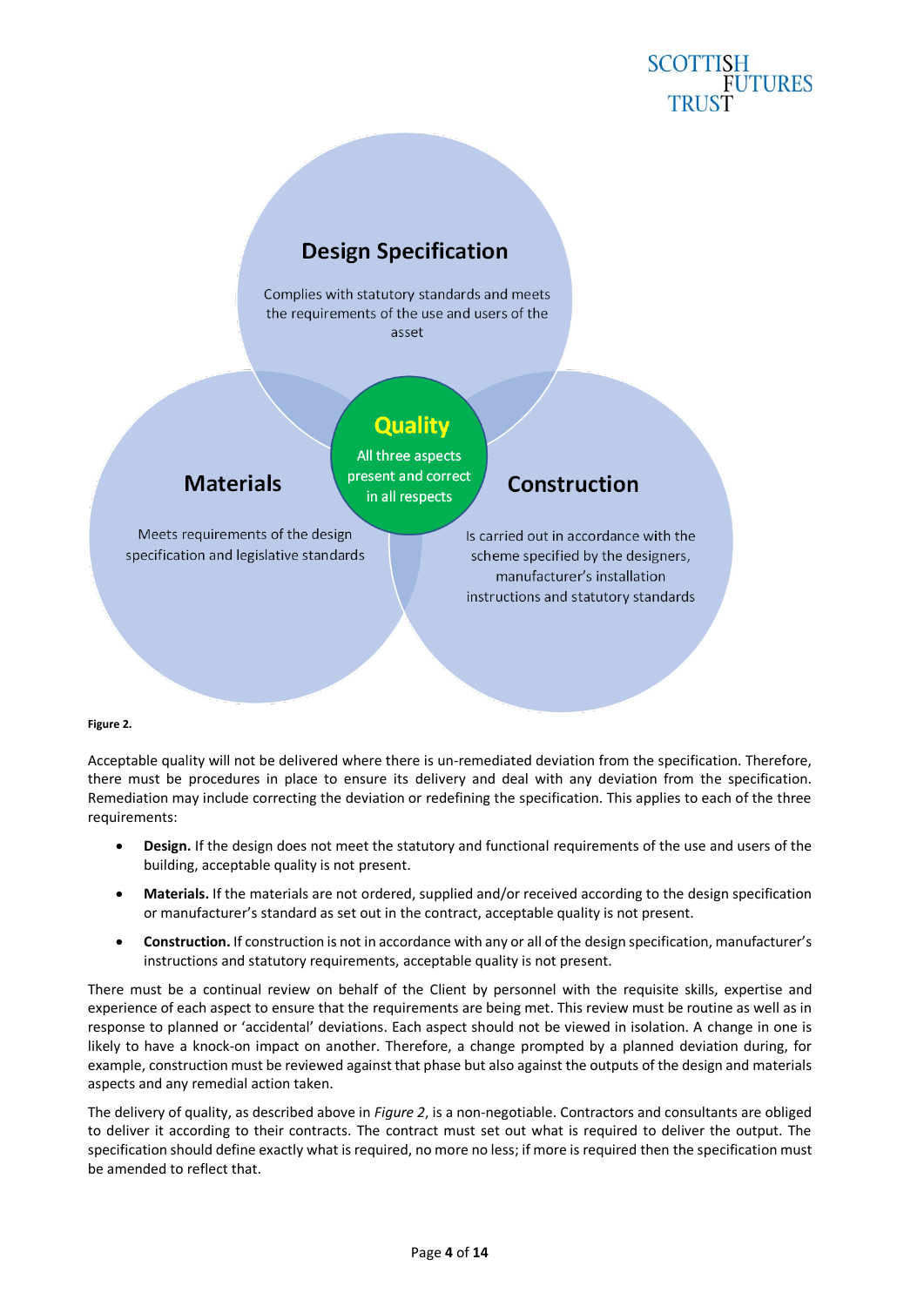**Design Specification**

Complies with statutory standards and meets the requirements of the use and users of the asset

**Materials**

Meets requirements of the design specification and legislative standards

**Construction**

Is carried out in accordance with the scheme specified by the designers, manufacturer's installation instructions and statutory standards

**Quality**

All three aspects present and correct in all respects

**Figure 2.**

Acceptable quality will not be delivered where there is un-remediated deviation from the specification. Therefore, there must be procedures in place to ensure its delivery and deal with any deviation from the specification. Remediation may include correcting the deviation or redefining the specification. This applies to each of the three requirements:

- **Design.** If the design does not meet the statutory and functional requirements of the use and users of the building, acceptable quality is not present.
- **Materials.** If the materials are not ordered, supplied and/or received according to the design specification or manufacturer's standard as set out in the contract, acceptable quality is not present.
- **Construction.** If construction is not in accordance with any or all of the design specification, manufacturer's instructions and statutory requirements, acceptable quality is not present.

There must be a continual review on behalf of the Client by personnel with the requisite skills, expertise and experience of each aspect to ensure that the requirements are being met. This review must be routine as well as in response to planned or 'accidental' deviations. Each aspect should not be viewed in isolation. A change in one is likely to have a knock-on impact on another. Therefore, a change prompted by a planned deviation during, for example, construction must be reviewed against that phase but also against the outputs of the design and materials aspects and any remedial action taken.

The delivery of quality, as described above in *Figure 2*, is a non-negotiable. Contractors and consultants are obliged to deliver it according to their contracts. The contract must set out what is required to deliver the output. The specification should define exactly what is required, no more no less; if more is required then the specification must be amended to reflect that.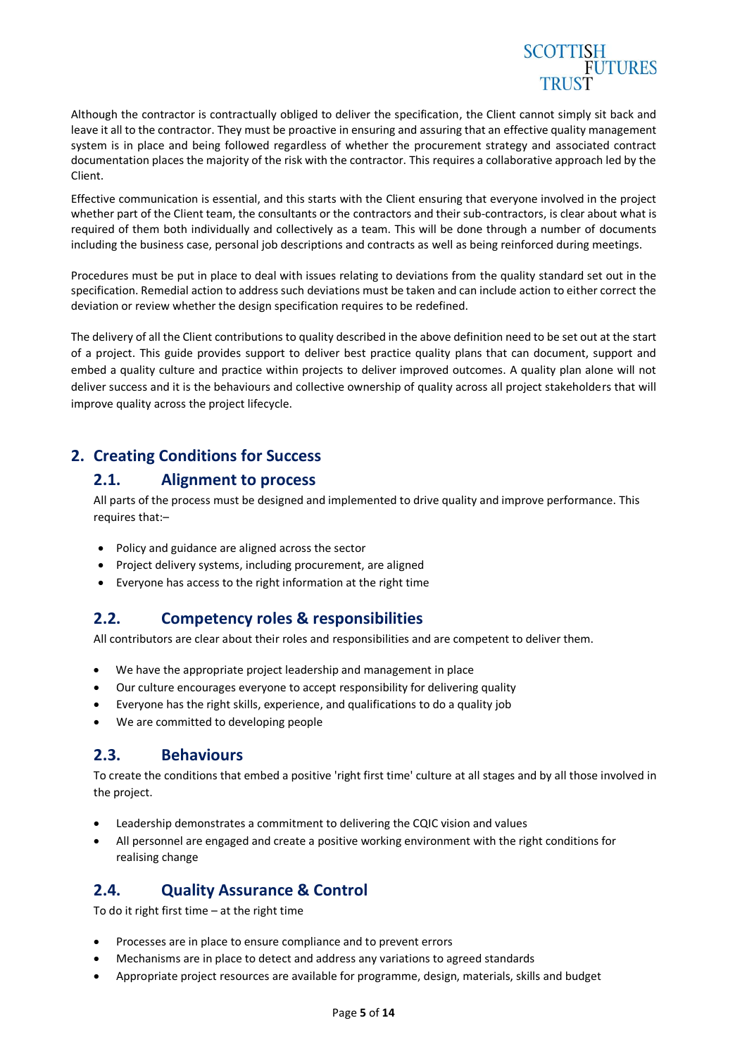Although the contractor is contractually obliged to deliver the specification, the Client cannot simply sit back and leave it all to the contractor. They must be proactive in ensuring and assuring that an effective quality management system is in place and being followed regardless of whether the procurement strategy and associated contract documentation places the majority of the risk with the contractor. This requires a collaborative approach led by the Client.

Effective communication is essential, and this starts with the Client ensuring that everyone involved in the project whether part of the Client team, the consultants or the contractors and their sub-contractors, is clear about what is required of them both individually and collectively as a team. This will be done through a number of documents including the business case, personal job descriptions and contracts as well as being reinforced during meetings.

Procedures must be put in place to deal with issues relating to deviations from the quality standard set out in the specification. Remedial action to address such deviations must be taken and can include action to either correct the deviation or review whether the design specification requires to be redefined.

The delivery of all the Client contributions to quality described in the above definition need to be set out at the start of a project. This guide provides support to deliver best practice quality plans that can document, support and embed a quality culture and practice within projects to deliver improved outcomes. A quality plan alone will not deliver success and it is the behaviours and collective ownership of quality across all project stakeholders that will improve quality across the project lifecycle.

## 2. Creating Conditions for Success

### 2.1. Alignment to process

All parts of the process must be designed and implemented to drive quality and improve performance. This requires that:–

- Policy and guidance are aligned across the sector
- Project delivery systems, including procurement, are aligned
- Everyone has access to the right information at the right time

### 2.2. Competency roles & responsibilities

All contributors are clear about their roles and responsibilities and are competent to deliver them.

- We have the appropriate project leadership and management in place
- Our culture encourages everyone to accept responsibility for delivering quality
- Everyone has the right skills, experience, and qualifications to do a quality job
- We are committed to developing people

### 2.3. Behaviours

To create the conditions that embed a positive 'right first time' culture at all stages and by all those involved in the project.

- Leadership demonstrates a commitment to delivering the CQIC vision and values
- All personnel are engaged and create a positive working environment with the right conditions for realising change

### 2.4. Quality Assurance & Control

To do it right first time – at the right time

- Processes are in place to ensure compliance and to prevent errors
- Mechanisms are in place to detect and address any variations to agreed standards
- Appropriate project resources are available for programme, design, materials, skills and budget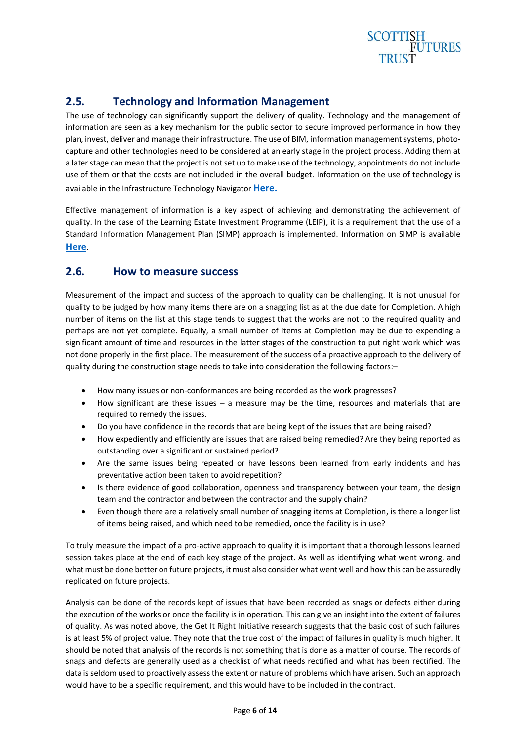## 2.5. Technology and Information Management

The use of technology can significantly support the delivery of quality. Technology and the management of information are seen as a key mechanism for the public sector to secure improved performance in how they plan, invest, deliver and manage their infrastructure. The use of BIM, information management systems, photo-capture and other technologies need to be considered at an early stage in the project process. Adding them at a later stage can mean that the project is not set up to make use of the technology, appointments do not include use of them or that the costs are not included in the overall budget. Information on the use of technology is available in the Infrastructure Technology Navigator **Here.**

Effective management of information is a key aspect of achieving and demonstrating the achievement of quality. In the case of the Learning Estate Investment Programme (LEIP), it is a requirement that the use of a Standard Information Management Plan (SIMP) approach is implemented. Information on SIMP is available **Here**.

## 2.6. How to measure success

Measurement of the impact and success of the approach to quality can be challenging. It is not unusual for quality to be judged by how many items there are on a snagging list as at the due date for Completion. A high number of items on the list at this stage tends to suggest that the works are not to the required quality and perhaps are not yet complete. Equally, a small number of items at Completion may be due to expending a significant amount of time and resources in the latter stages of the construction to put right work which was not done properly in the first place. The measurement of the success of a proactive approach to the delivery of quality during the construction stage needs to take into consideration the following factors:–

- How many issues or non-conformances are being recorded as the work progresses?
- How significant are these issues – a measure may be the time, resources and materials that are required to remedy the issues.
- Do you have confidence in the records that are being kept of the issues that are being raised?
- How expediently and efficiently are issues that are raised being remedied? Are they being reported as outstanding over a significant or sustained period?
- Are the same issues being repeated or have lessons been learned from early incidents and has preventative action been taken to avoid repetition?
- Is there evidence of good collaboration, openness and transparency between your team, the design team and the contractor and between the contractor and the supply chain?
- Even though there are a relatively small number of snagging items at Completion, is there a longer list of items being raised, and which need to be remedied, once the facility is in use?

To truly measure the impact of a pro-active approach to quality it is important that a thorough lessons learned session takes place at the end of each key stage of the project. As well as identifying what went wrong, and what must be done better on future projects, it must also consider what went well and how this can be assuredly replicated on future projects.

Analysis can be done of the records kept of issues that have been recorded as snags or defects either during the execution of the works or once the facility is in operation. This can give an insight into the extent of failures of quality. As was noted above, the Get It Right Initiative research suggests that the basic cost of such failures is at least 5% of project value. They note that the true cost of the impact of failures in quality is much higher. It should be noted that analysis of the records is not something that is done as a matter of course. The records of snags and defects are generally used as a checklist of what needs rectified and what has been rectified. The data is seldom used to proactively assess the extent or nature of problems which have arisen. Such an approach would have to be a specific requirement, and this would have to be included in the contract.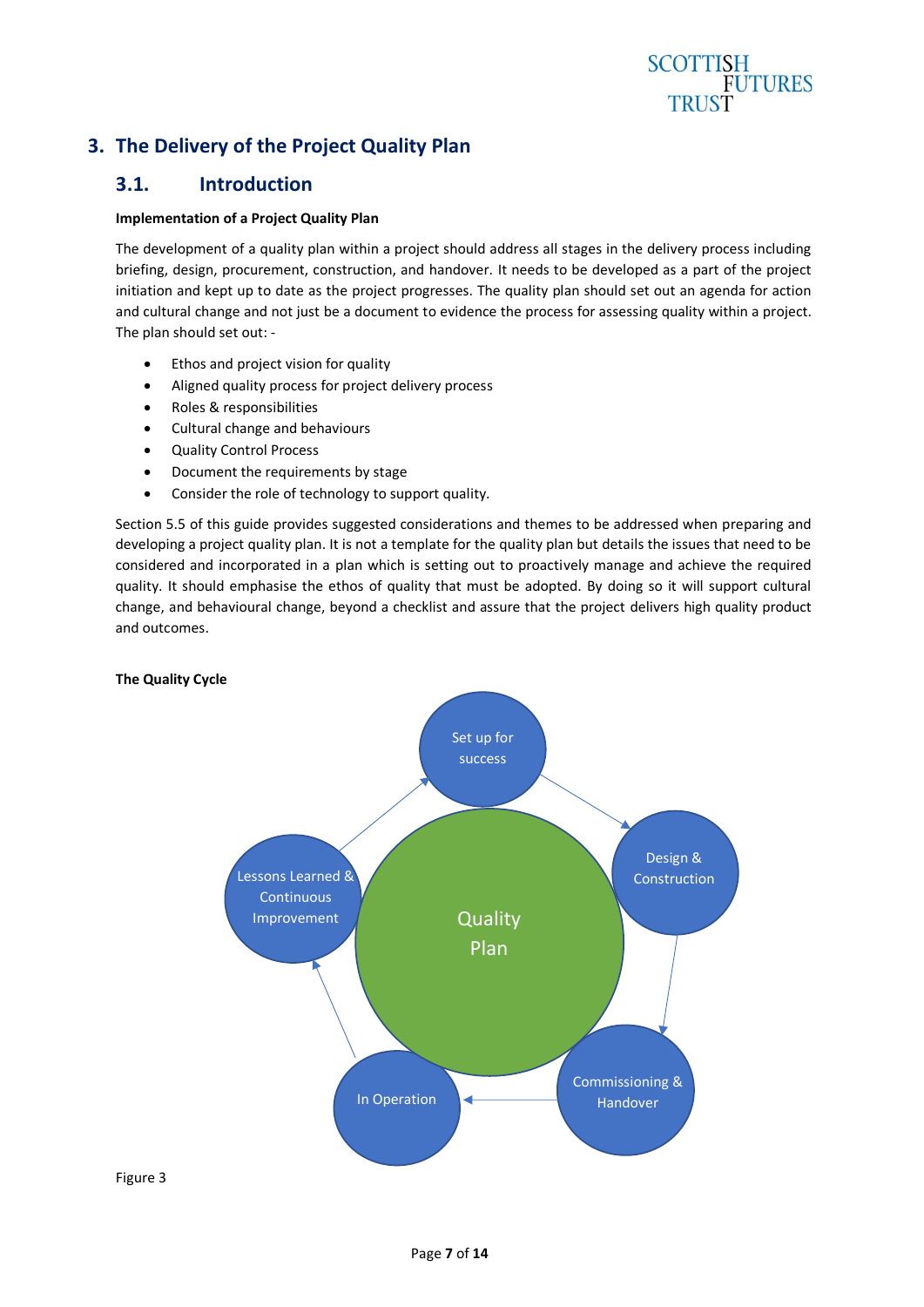## 3. The Delivery of the Project Quality Plan

### 3.1. Introduction

**Implementation of a Project Quality Plan**

The development of a quality plan within a project should address all stages in the delivery process including briefing, design, procurement, construction, and handover. It needs to be developed as a part of the project initiation and kept up to date as the project progresses. The quality plan should set out an agenda for action and cultural change and not just be a document to evidence the process for assessing quality within a project. The plan should set out: -

- Ethos and project vision for quality
- Aligned quality process for project delivery process
- Roles & responsibilities
- Cultural change and behaviours
- Quality Control Process
- Document the requirements by stage
- Consider the role of technology to support quality.

Section 5.5 of this guide provides suggested considerations and themes to be addressed when preparing and developing a project quality plan. It is not a template for the quality plan but details the issues that need to be considered and incorporated in a plan which is setting out to proactively manage and achieve the required quality. It should emphasise the ethos of quality that must be adopted. By doing so it will support cultural change, and behavioural change, beyond a checklist and assure that the project delivers high quality product and outcomes.

**The Quality Cycle**

Quality Plan

Set up for success → Design & Construction → Commissioning & Handover → In Operation → Lessons Learned & Continuous Improvement → Set up for success

Figure 3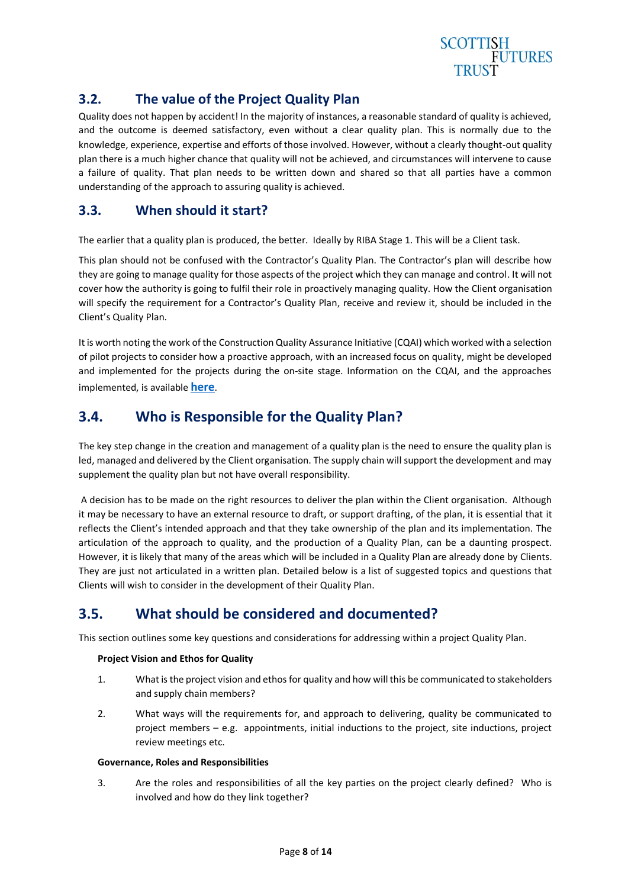## 3.2. The value of the Project Quality Plan

Quality does not happen by accident! In the majority of instances, a reasonable standard of quality is achieved, and the outcome is deemed satisfactory, even without a clear quality plan. This is normally due to the knowledge, experience, expertise and efforts of those involved. However, without a clearly thought-out quality plan there is a much higher chance that quality will not be achieved, and circumstances will intervene to cause a failure of quality. That plan needs to be written down and shared so that all parties have a common understanding of the approach to assuring quality is achieved.

## 3.3. When should it start?

The earlier that a quality plan is produced, the better. Ideally by RIBA Stage 1. This will be a Client task.

This plan should not be confused with the Contractor's Quality Plan. The Contractor's plan will describe how they are going to manage quality for those aspects of the project which they can manage and control. It will not cover how the authority is going to fulfil their role in proactively managing quality. How the Client organisation will specify the requirement for a Contractor's Quality Plan, receive and review it, should be included in the Client's Quality Plan.

It is worth noting the work of the Construction Quality Assurance Initiative (CQAI) which worked with a selection of pilot projects to consider how a proactive approach, with an increased focus on quality, might be developed and implemented for the projects during the on-site stage. Information on the CQAI, and the approaches implemented, is available **here**.

## 3.4. Who is Responsible for the Quality Plan?

The key step change in the creation and management of a quality plan is the need to ensure the quality plan is led, managed and delivered by the Client organisation. The supply chain will support the development and may supplement the quality plan but not have overall responsibility.

A decision has to be made on the right resources to deliver the plan within the Client organisation. Although it may be necessary to have an external resource to draft, or support drafting, of the plan, it is essential that it reflects the Client's intended approach and that they take ownership of the plan and its implementation. The articulation of the approach to quality, and the production of a Quality Plan, can be a daunting prospect. However, it is likely that many of the areas which will be included in a Quality Plan are already done by Clients. They are just not articulated in a written plan. Detailed below is a list of suggested topics and questions that Clients will wish to consider in the development of their Quality Plan.

## 3.5. What should be considered and documented?

This section outlines some key questions and considerations for addressing within a project Quality Plan.

**Project Vision and Ethos for Quality**

1. What is the project vision and ethos for quality and how will this be communicated to stakeholders and supply chain members?
2. What ways will the requirements for, and approach to delivering, quality be communicated to project members – e.g. appointments, initial inductions to the project, site inductions, project review meetings etc.

**Governance, Roles and Responsibilities**

3. Are the roles and responsibilities of all the key parties on the project clearly defined? Who is involved and how do they link together?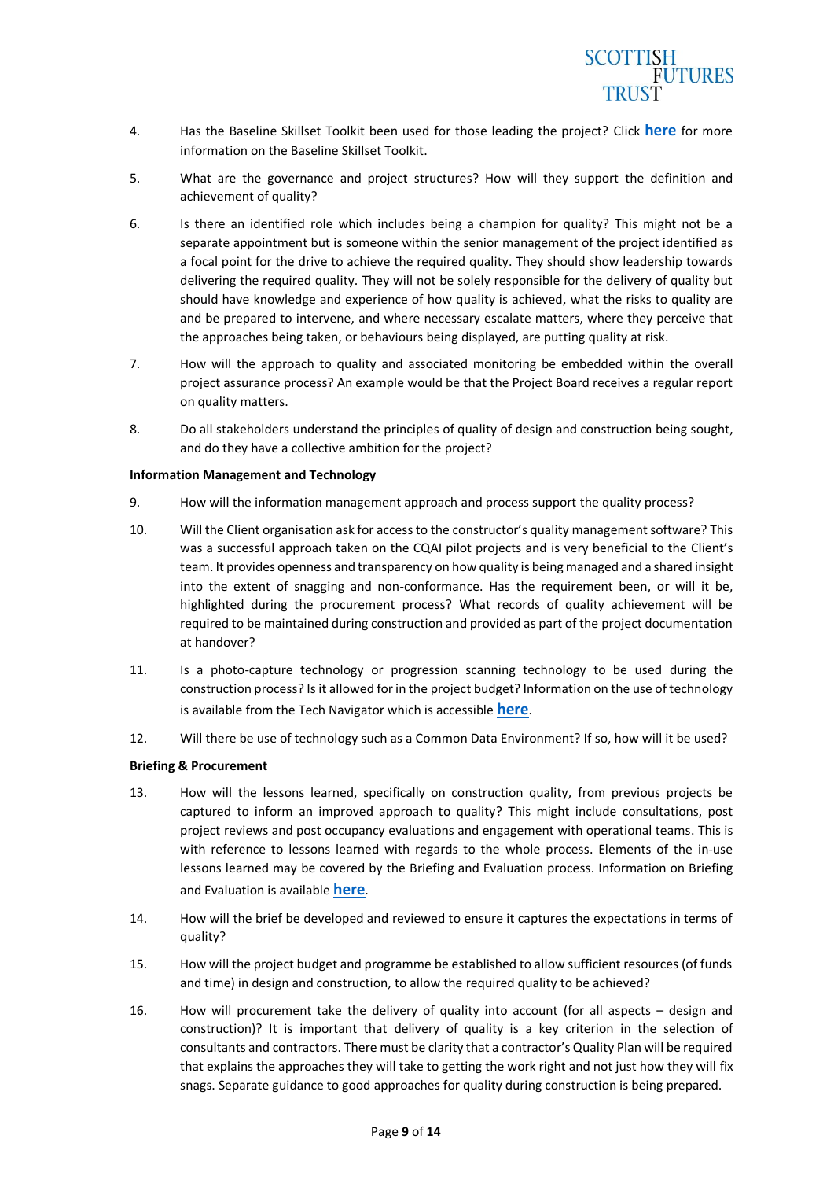4. Has the Baseline Skillset Toolkit been used for those leading the project? Click **here** for more information on the Baseline Skillset Toolkit.

5. What are the governance and project structures? How will they support the definition and achievement of quality?

6. Is there an identified role which includes being a champion for quality? This might not be a separate appointment but is someone within the senior management of the project identified as a focal point for the drive to achieve the required quality. They should show leadership towards delivering the required quality. They will not be solely responsible for the delivery of quality but should have knowledge and experience of how quality is achieved, what the risks to quality are and be prepared to intervene, and where necessary escalate matters, where they perceive that the approaches being taken, or behaviours being displayed, are putting quality at risk.

7. How will the approach to quality and associated monitoring be embedded within the overall project assurance process? An example would be that the Project Board receives a regular report on quality matters.

8. Do all stakeholders understand the principles of quality of design and construction being sought, and do they have a collective ambition for the project?

**Information Management and Technology**

9. How will the information management approach and process support the quality process?

10. Will the Client organisation ask for access to the constructor's quality management software? This was a successful approach taken on the CQAI pilot projects and is very beneficial to the Client's team. It provides openness and transparency on how quality is being managed and a shared insight into the extent of snagging and non-conformance. Has the requirement been, or will it be, highlighted during the procurement process? What records of quality achievement will be required to be maintained during construction and provided as part of the project documentation at handover?

11. Is a photo-capture technology or progression scanning technology to be used during the construction process? Is it allowed for in the project budget? Information on the use of technology is available from the Tech Navigator which is accessible **here**.

12. Will there be use of technology such as a Common Data Environment? If so, how will it be used?

**Briefing & Procurement**

13. How will the lessons learned, specifically on construction quality, from previous projects be captured to inform an improved approach to quality? This might include consultations, post project reviews and post occupancy evaluations and engagement with operational teams. This is with reference to lessons learned with regards to the whole process. Elements of the in-use lessons learned may be covered by the Briefing and Evaluation process. Information on Briefing and Evaluation is available **here**.

14. How will the brief be developed and reviewed to ensure it captures the expectations in terms of quality?

15. How will the project budget and programme be established to allow sufficient resources (of funds and time) in design and construction, to allow the required quality to be achieved?

16. How will procurement take the delivery of quality into account (for all aspects – design and construction)? It is important that delivery of quality is a key criterion in the selection of consultants and contractors. There must be clarity that a contractor's Quality Plan will be required that explains the approaches they will take to getting the work right and not just how they will fix snags. Separate guidance to good approaches for quality during construction is being prepared.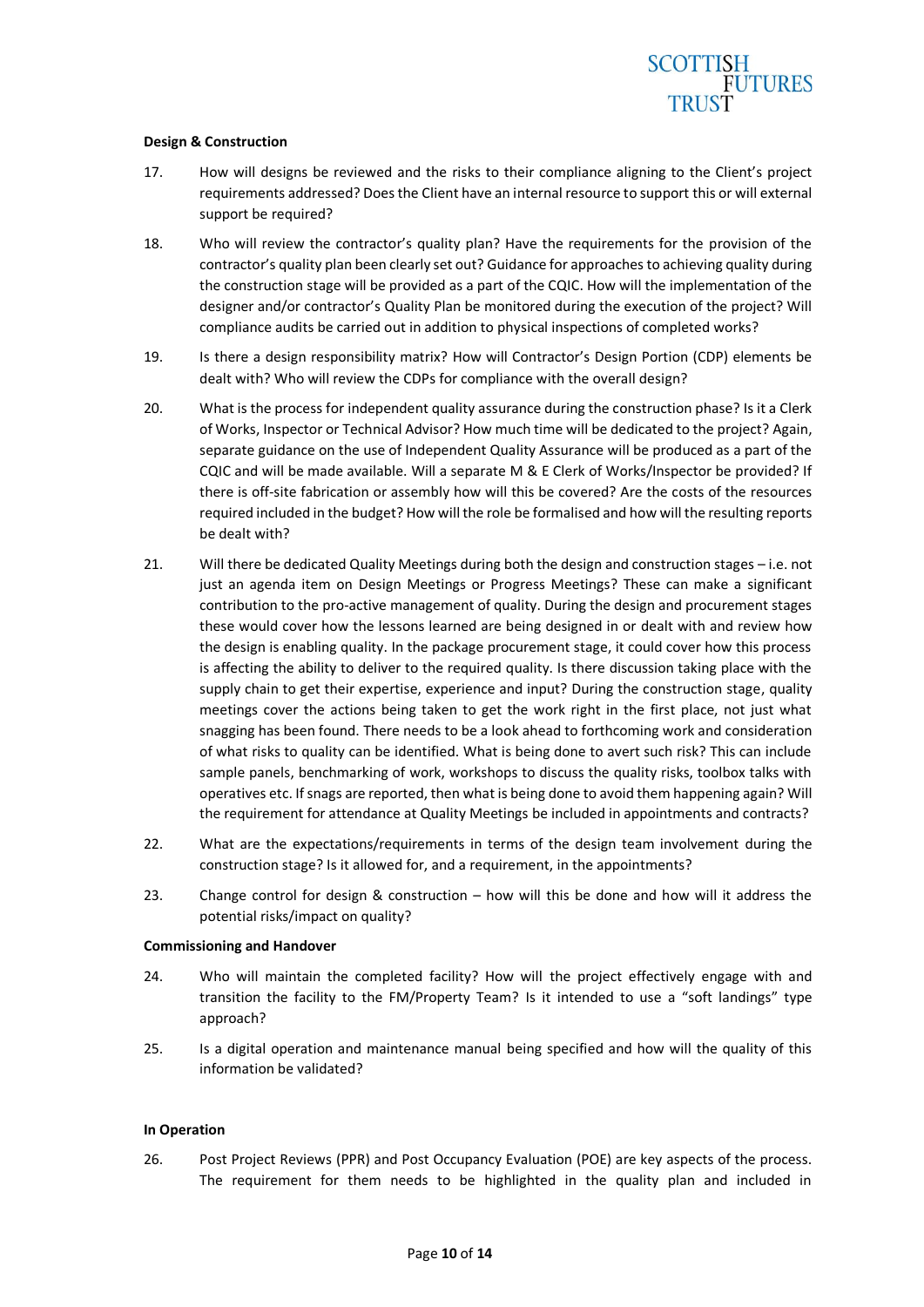**Design & Construction**

17. How will designs be reviewed and the risks to their compliance aligning to the Client's project requirements addressed? Does the Client have an internal resource to support this or will external support be required?

18. Who will review the contractor's quality plan? Have the requirements for the provision of the contractor's quality plan been clearly set out? Guidance for approaches to achieving quality during the construction stage will be provided as a part of the CQIC. How will the implementation of the designer and/or contractor's Quality Plan be monitored during the execution of the project? Will compliance audits be carried out in addition to physical inspections of completed works?

19. Is there a design responsibility matrix? How will Contractor's Design Portion (CDP) elements be dealt with? Who will review the CDPs for compliance with the overall design?

20. What is the process for independent quality assurance during the construction phase? Is it a Clerk of Works, Inspector or Technical Advisor? How much time will be dedicated to the project? Again, separate guidance on the use of Independent Quality Assurance will be produced as a part of the CQIC and will be made available. Will a separate M & E Clerk of Works/Inspector be provided? If there is off-site fabrication or assembly how will this be covered? Are the costs of the resources required included in the budget? How will the role be formalised and how will the resulting reports be dealt with?

21. Will there be dedicated Quality Meetings during both the design and construction stages – i.e. not just an agenda item on Design Meetings or Progress Meetings? These can make a significant contribution to the pro-active management of quality. During the design and procurement stages these would cover how the lessons learned are being designed in or dealt with and review how the design is enabling quality. In the package procurement stage, it could cover how this process is affecting the ability to deliver to the required quality. Is there discussion taking place with the supply chain to get their expertise, experience and input? During the construction stage, quality meetings cover the actions being taken to get the work right in the first place, not just what snagging has been found. There needs to be a look ahead to forthcoming work and consideration of what risks to quality can be identified. What is being done to avert such risk? This can include sample panels, benchmarking of work, workshops to discuss the quality risks, toolbox talks with operatives etc. If snags are reported, then what is being done to avoid them happening again? Will the requirement for attendance at Quality Meetings be included in appointments and contracts?

22. What are the expectations/requirements in terms of the design team involvement during the construction stage? Is it allowed for, and a requirement, in the appointments?

23. Change control for design & construction – how will this be done and how will it address the potential risks/impact on quality?

**Commissioning and Handover**

24. Who will maintain the completed facility? How will the project effectively engage with and transition the facility to the FM/Property Team? Is it intended to use a "soft landings" type approach?

25. Is a digital operation and maintenance manual being specified and how will the quality of this information be validated?

**In Operation**

26. Post Project Reviews (PPR) and Post Occupancy Evaluation (POE) are key aspects of the process. The requirement for them needs to be highlighted in the quality plan and included in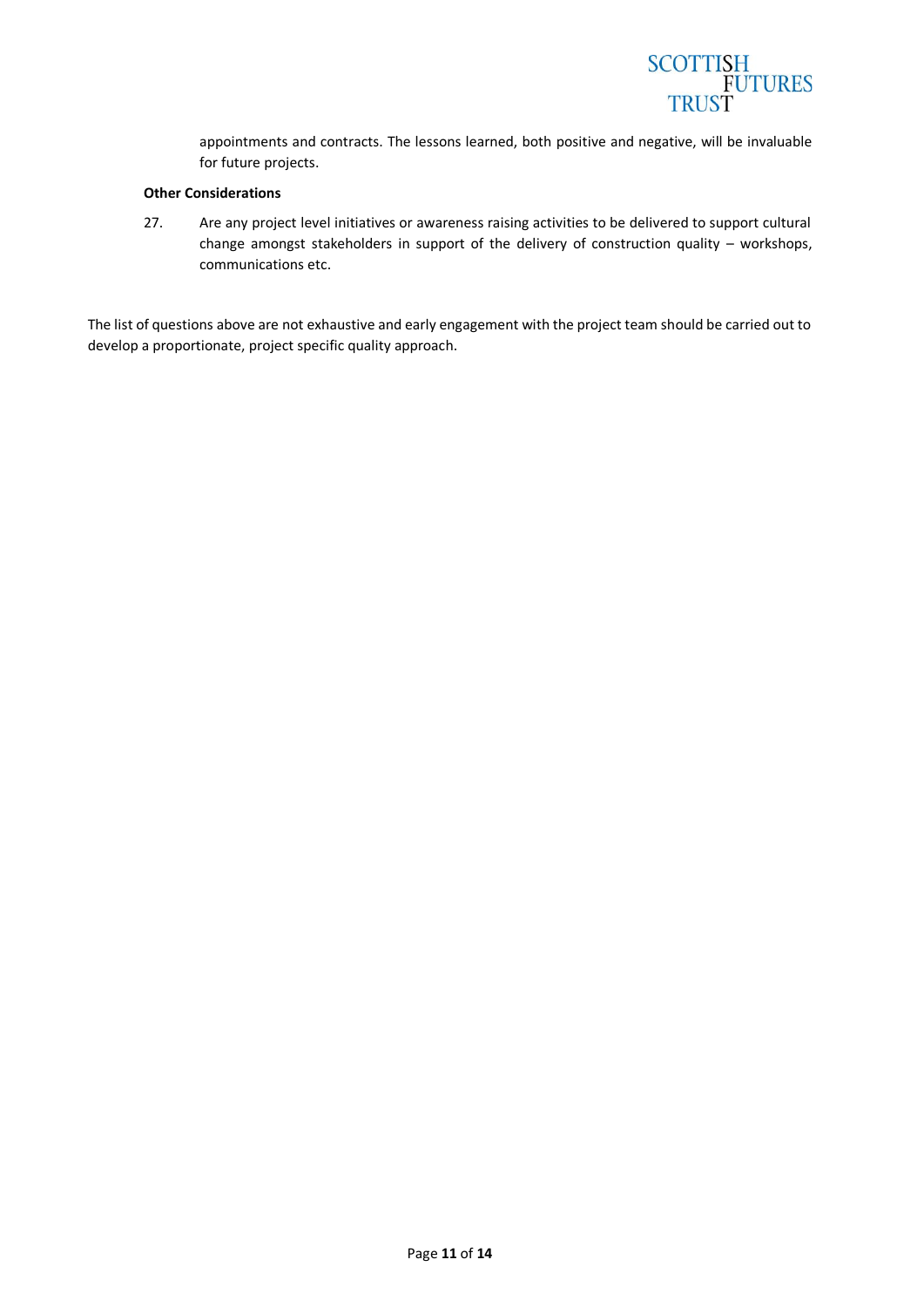appointments and contracts. The lessons learned, both positive and negative, will be invaluable for future projects.

**Other Considerations**

27. Are any project level initiatives or awareness raising activities to be delivered to support cultural change amongst stakeholders in support of the delivery of construction quality – workshops, communications etc.

The list of questions above are not exhaustive and early engagement with the project team should be carried out to develop a proportionate, project specific quality approach.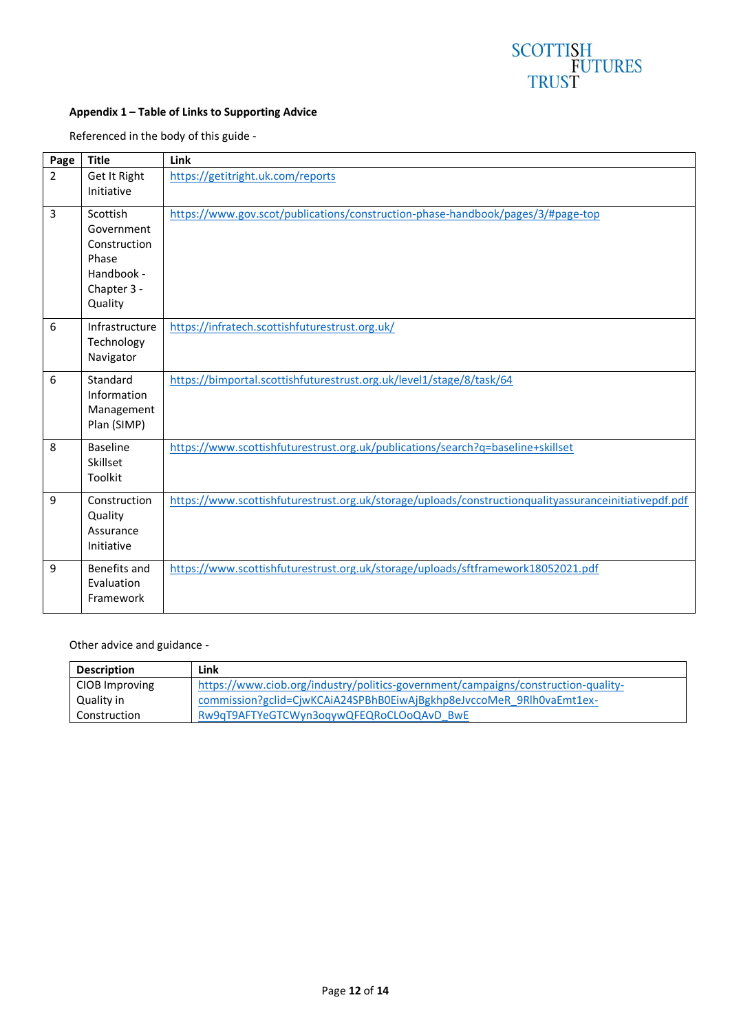**Appendix 1 – Table of Links to Supporting Advice**

Referenced in the body of this guide -

| Page | Title | Link |
|---|---|---|
| 2 | Get It Right Initiative | https://getitright.uk.com/reports |
| 3 | Scottish Government Construction Phase Handbook - Chapter 3 - Quality | https://www.gov.scot/publications/construction-phase-handbook/pages/3/#page-top |
| 6 | Infrastructure Technology Navigator | https://infratech.scottishfuturestrust.org.uk/ |
| 6 | Standard Information Management Plan (SIMP) | https://bimportal.scottishfuturestrust.org.uk/level1/stage/8/task/64 |
| 8 | Baseline Skillset Toolkit | https://www.scottishfuturestrust.org.uk/publications/search?q=baseline+skillset |
| 9 | Construction Quality Assurance Initiative | https://www.scottishfuturestrust.org.uk/storage/uploads/constructionqualityassuranceinitiativepdf.pdf |
| 9 | Benefits and Evaluation Framework | https://www.scottishfuturestrust.org.uk/storage/uploads/sftframework18052021.pdf |

Other advice and guidance -

| Description | Link |
|---|---|
| CIOB Improving Quality in Construction | https://www.ciob.org/industry/politics-government/campaigns/construction-quality-commission?gclid=CjwKCAiA24SPBhB0EiwAjBgkhp8eJvccoMeR_9Rlh0vaEmt1ex-Rw9qT9AFTYeGTCWyn3oqywQFEQRoCLOoQAvD_BwE |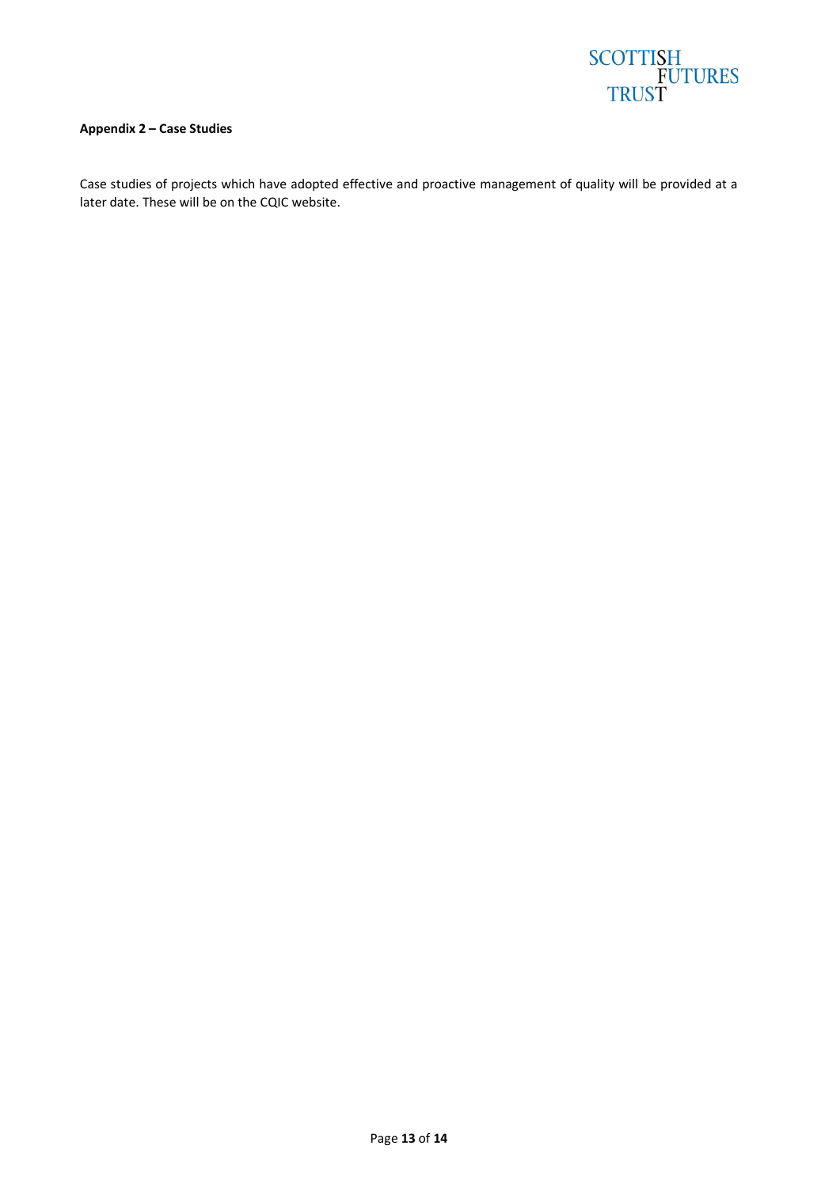**Appendix 2 – Case Studies**

Case studies of projects which have adopted effective and proactive management of quality will be provided at a later date. These will be on the CQIC website.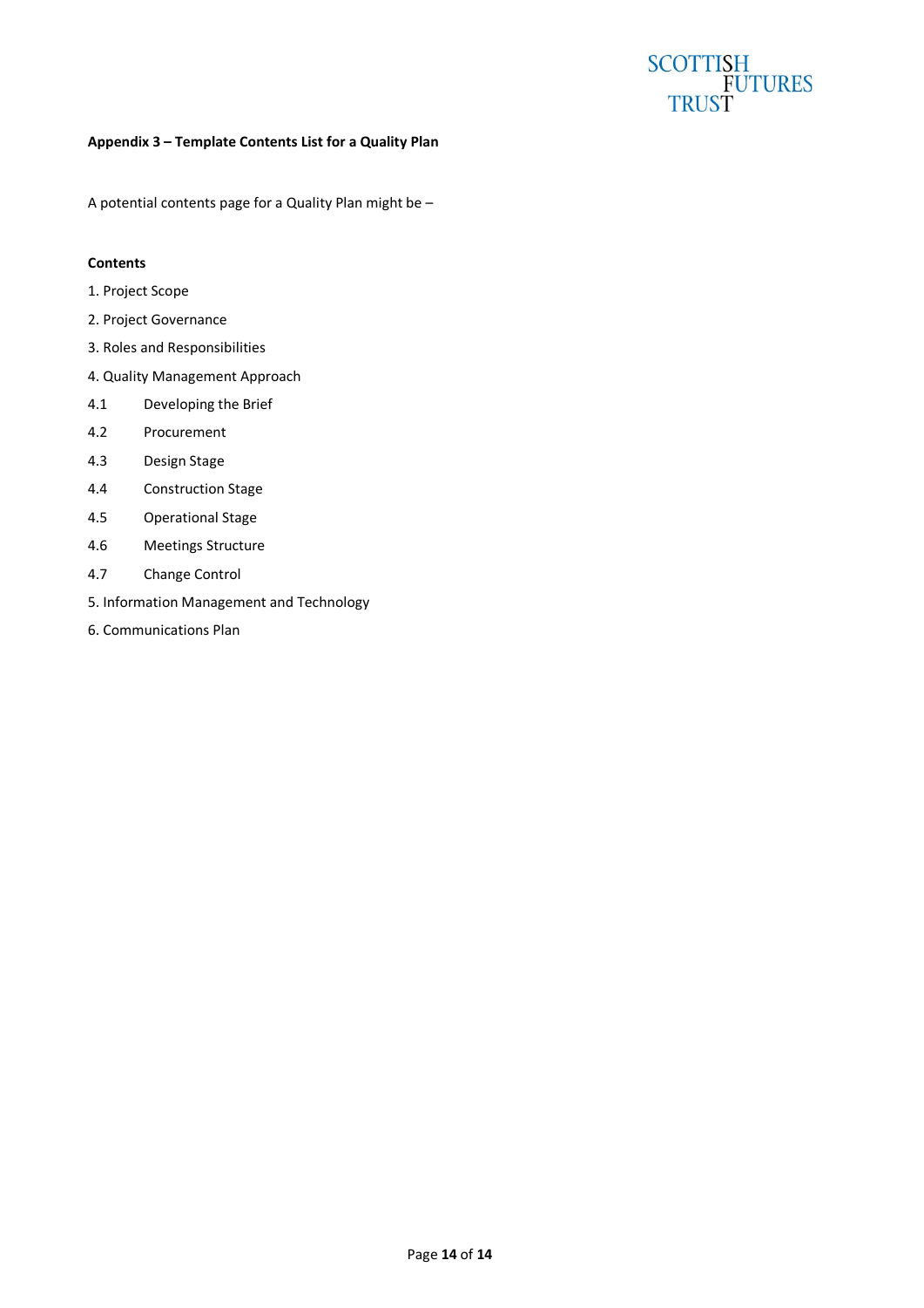**Appendix 3 – Template Contents List for a Quality Plan**

A potential contents page for a Quality Plan might be –

**Contents**

1. Project Scope
2. Project Governance
3. Roles and Responsibilities
4. Quality Management Approach

4.1 Developing the Brief

4.2 Procurement

4.3 Design Stage

4.4 Construction Stage

4.5 Operational Stage

4.6 Meetings Structure

4.7 Change Control

5. Information Management and Technology
6. Communications Plan